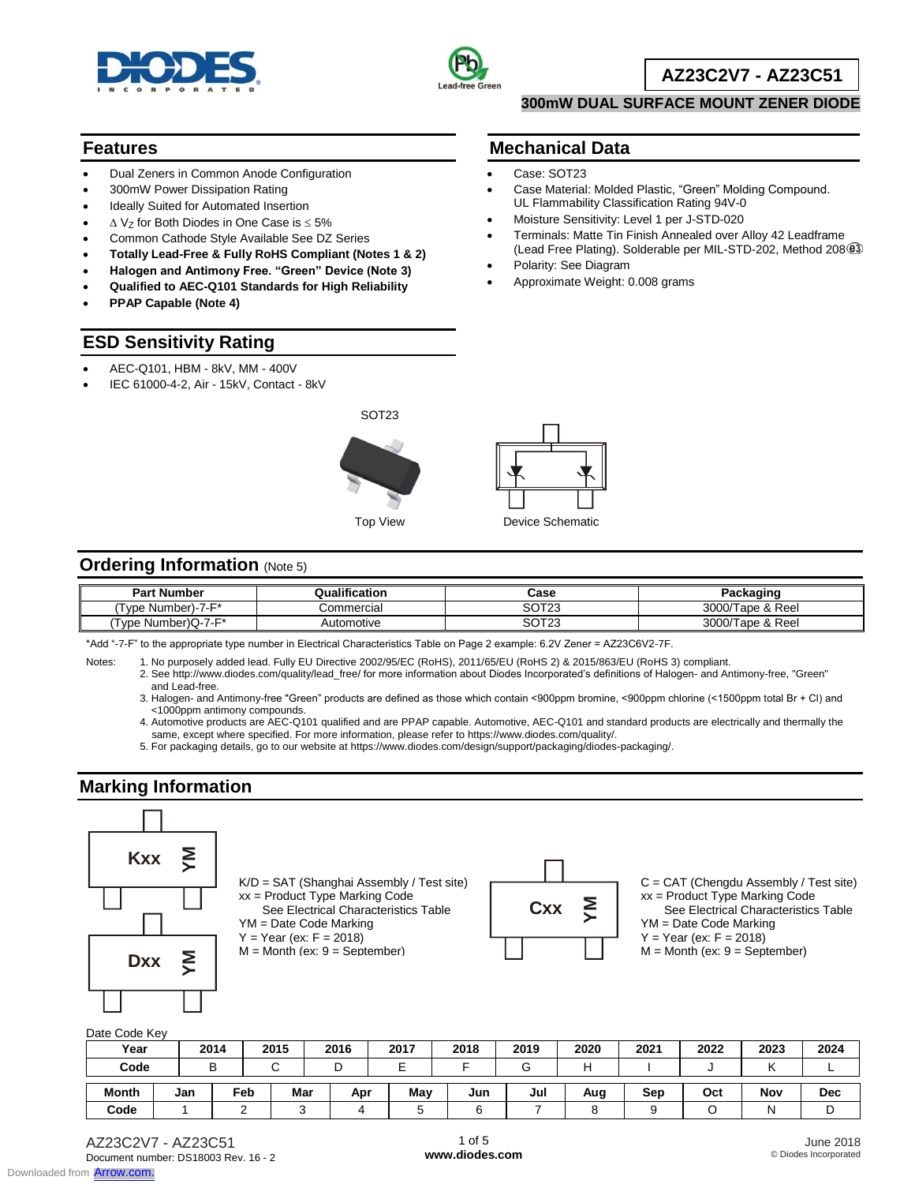# AZ23C2V7 - AZ23C51

## 300mW DUAL SURFACE MOUNT ZENER DIODE

## Features

- Dual Zeners in Common Anode Configuration
- 300mW Power Dissipation Rating
- Ideally Suited for Automated Insertion
- $\Delta V_Z$ for Both Diodes in One Case is $\leq$ 5%
- Common Cathode Style Available See DZ Series
- **Totally Lead-Free & Fully RoHS Compliant (Notes 1 & 2)**
- **Halogen and Antimony Free. "Green" Device (Note 3)**
- **Qualified to AEC-Q101 Standards for High Reliability**
- **PPAP Capable (Note 4)**

## Mechanical Data

- Case: SOT23
- Case Material: Molded Plastic, "Green" Molding Compound. UL Flammability Classification Rating 94V-0
- Moisture Sensitivity: Level 1 per J-STD-020
- Terminals: Matte Tin Finish Annealed over Alloy 42 Leadframe (Lead Free Plating). Solderable per MIL-STD-202, Method 208 ⓔ3
- Polarity: See Diagram
- Approximate Weight: 0.008 grams

## ESD Sensitivity Rating

- AEC-Q101, HBM - 8kV, MM - 400V
- IEC 61000-4-2, Air - 15kV, Contact - 8kV

SOT23

Top View

Device Schematic

## Ordering Information (Note 5)

| Part Number | Qualification | Case | Packaging |
|---|---|---|---|
| (Type Number)-7-F* | Commercial | SOT23 | 3000/Tape & Reel |
| (Type Number)Q-7-F* | Automotive | SOT23 | 3000/Tape & Reel |

*Add "-7-F" to the appropriate type number in Electrical Characteristics Table on Page 2 example: 6.2V Zener = AZ23C6V2-7F.

Notes:
1. No purposely added lead. Fully EU Directive 2002/95/EC (RoHS), 2011/65/EU (RoHS 2) & 2015/863/EU (RoHS 3) compliant.
2. See http://www.diodes.com/quality/lead_free/ for more information about Diodes Incorporated's definitions of Halogen- and Antimony-free, "Green" and Lead-free.
3. Halogen- and Antimony-free "Green" products are defined as those which contain <900ppm bromine, <900ppm chlorine (<1500ppm total Br + Cl) and <1000ppm antimony compounds.
4. Automotive products are AEC-Q101 qualified and are PPAP capable. Automotive, AEC-Q101 and standard products are electrically and thermally the same, except where specified. For more information, please refer to https://www.diodes.com/quality/.
5. For packaging details, go to our website at https://www.diodes.com/design/support/packaging/diodes-packaging/.

## Marking Information

Kxx YM

Dxx YM

K/D = SAT (Shanghai Assembly / Test site)
xx = Product Type Marking Code
See Electrical Characteristics Table
YM = Date Code Marking
Y = Year (ex: F = 2018)
M = Month (ex: 9 = September)

Cxx YM

C = CAT (Chengdu Assembly / Test site)
xx = Product Type Marking Code
See Electrical Characteristics Table
YM = Date Code Marking
Y = Year (ex: F = 2018)
M = Month (ex: 9 = September)

Date Code Key

| Year | 2014 | 2015 | 2016 | 2017 | 2018 | 2019 | 2020 | 2021 | 2022 | 2023 | 2024 |
|---|---|---|---|---|---|---|---|---|---|---|---|
| Code | B | C | D | E | F | G | H | I | J | K | L |

| Month | Jan | Feb | Mar | Apr | May | Jun | Jul | Aug | Sep | Oct | Nov | Dec |
|---|---|---|---|---|---|---|---|---|---|---|---|---|
| Code | 1 | 2 | 3 | 4 | 5 | 6 | 7 | 8 | 9 | O | N | D |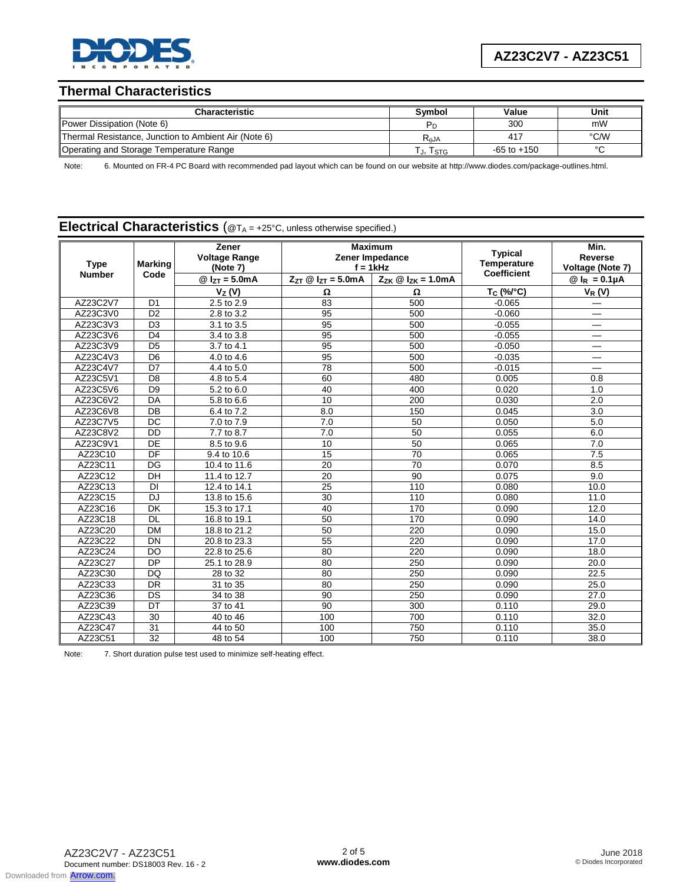## Thermal Characteristics

| Characteristic | Symbol | Value | Unit |
|---|---|---|---|
| Power Dissipation (Note 6) | $P_D$ | 300 | mW |
| Thermal Resistance, Junction to Ambient Air (Note 6) | $R_{\theta JA}$ | 417 | °C/W |
| Operating and Storage Temperature Range | $T_J, T_{STG}$ | -65 to +150 | °C |

Note: 6. Mounted on FR-4 PC Board with recommended pad layout which can be found on our website at http://www.diodes.com/package-outlines.html.

## Electrical Characteristics (@$T_A$ = +25°C, unless otherwise specified.)

| Type Number | Marking Code | Zener Voltage Range (Note 7) | Maximum Zener Impedance f = 1kHz | | Typical Temperature Coefficient | Min. Reverse Voltage (Note 7) |
|---|---|---|---|---|---|---|
| | | @ $I_{ZT}$ = 5.0mA | $Z_{ZT}$ @ $I_{ZT}$ = 5.0mA | $Z_{ZK}$ @ $I_{ZK}$ = 1.0mA | | @ $I_R$ = 0.1µA |
| | | $V_Z$ (V) | Ω | Ω | $T_C$ (%/°C) | $V_R$ (V) |
| AZ23C2V7 | D1 | 2.5 to 2.9 | 83 | 500 | -0.065 | — |
| AZ23C3V0 | D2 | 2.8 to 3.2 | 95 | 500 | -0.060 | — |
| AZ23C3V3 | D3 | 3.1 to 3.5 | 95 | 500 | -0.055 | — |
| AZ23C3V6 | D4 | 3.4 to 3.8 | 95 | 500 | -0.055 | — |
| AZ23C3V9 | D5 | 3.7 to 4.1 | 95 | 500 | -0.050 | — |
| AZ23C4V3 | D6 | 4.0 to 4.6 | 95 | 500 | -0.035 | — |
| AZ23C4V7 | D7 | 4.4 to 5.0 | 78 | 500 | -0.015 | — |
| AZ23C5V1 | D8 | 4.8 to 5.4 | 60 | 480 | 0.005 | 0.8 |
| AZ23C5V6 | D9 | 5.2 to 6.0 | 40 | 400 | 0.020 | 1.0 |
| AZ23C6V2 | DA | 5.8 to 6.6 | 10 | 200 | 0.030 | 2.0 |
| AZ23C6V8 | DB | 6.4 to 7.2 | 8.0 | 150 | 0.045 | 3.0 |
| AZ23C7V5 | DC | 7.0 to 7.9 | 7.0 | 50 | 0.050 | 5.0 |
| AZ23C8V2 | DD | 7.7 to 8.7 | 7.0 | 50 | 0.055 | 6.0 |
| AZ23C9V1 | DE | 8.5 to 9.6 | 10 | 50 | 0.065 | 7.0 |
| AZ23C10 | DF | 9.4 to 10.6 | 15 | 70 | 0.065 | 7.5 |
| AZ23C11 | DG | 10.4 to 11.6 | 20 | 70 | 0.070 | 8.5 |
| AZ23C12 | DH | 11.4 to 12.7 | 20 | 90 | 0.075 | 9.0 |
| AZ23C13 | DI | 12.4 to 14.1 | 25 | 110 | 0.080 | 10.0 |
| AZ23C15 | DJ | 13.8 to 15.6 | 30 | 110 | 0.080 | 11.0 |
| AZ23C16 | DK | 15.3 to 17.1 | 40 | 170 | 0.090 | 12.0 |
| AZ23C18 | DL | 16.8 to 19.1 | 50 | 170 | 0.090 | 14.0 |
| AZ23C20 | DM | 18.8 to 21.2 | 50 | 220 | 0.090 | 15.0 |
| AZ23C22 | DN | 20.8 to 23.3 | 55 | 220 | 0.090 | 17.0 |
| AZ23C24 | DO | 22.8 to 25.6 | 80 | 220 | 0.090 | 18.0 |
| AZ23C27 | DP | 25.1 to 28.9 | 80 | 250 | 0.090 | 20.0 |
| AZ23C30 | DQ | 28 to 32 | 80 | 250 | 0.090 | 22.5 |
| AZ23C33 | DR | 31 to 35 | 80 | 250 | 0.090 | 25.0 |
| AZ23C36 | DS | 34 to 38 | 90 | 250 | 0.090 | 27.0 |
| AZ23C39 | DT | 37 to 41 | 90 | 300 | 0.110 | 29.0 |
| AZ23C43 | 30 | 40 to 46 | 100 | 700 | 0.110 | 32.0 |
| AZ23C47 | 31 | 44 to 50 | 100 | 750 | 0.110 | 35.0 |
| AZ23C51 | 32 | 48 to 54 | 100 | 750 | 0.110 | 38.0 |

Note: 7. Short duration pulse test used to minimize self-heating effect.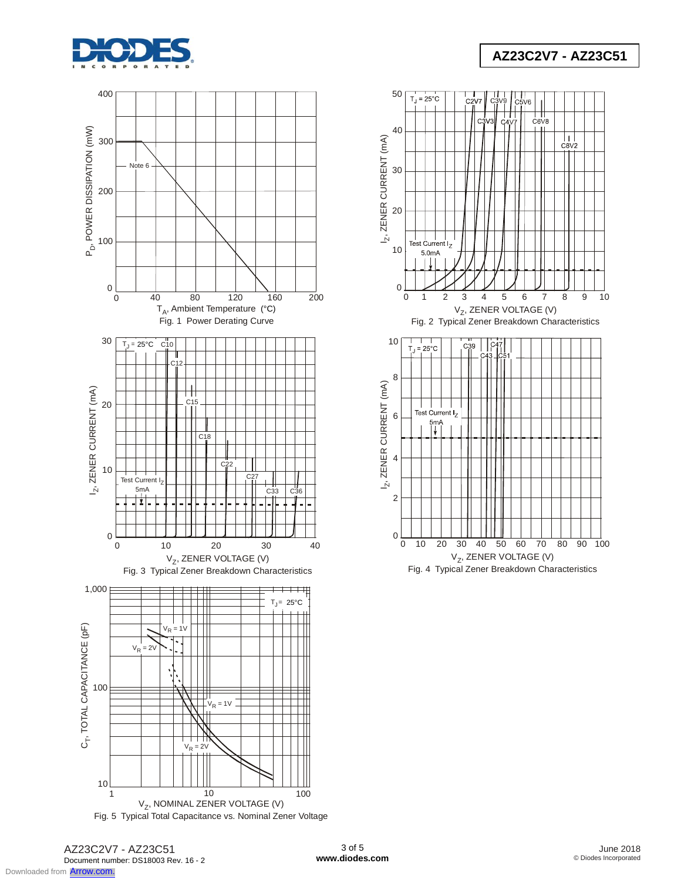Fig. 1 Power Derating Curve

Fig. 2 Typical Zener Breakdown Characteristics

Fig. 3 Typical Zener Breakdown Characteristics

Fig. 4 Typical Zener Breakdown Characteristics

Fig. 5 Typical Total Capacitance vs. Nominal Zener Voltage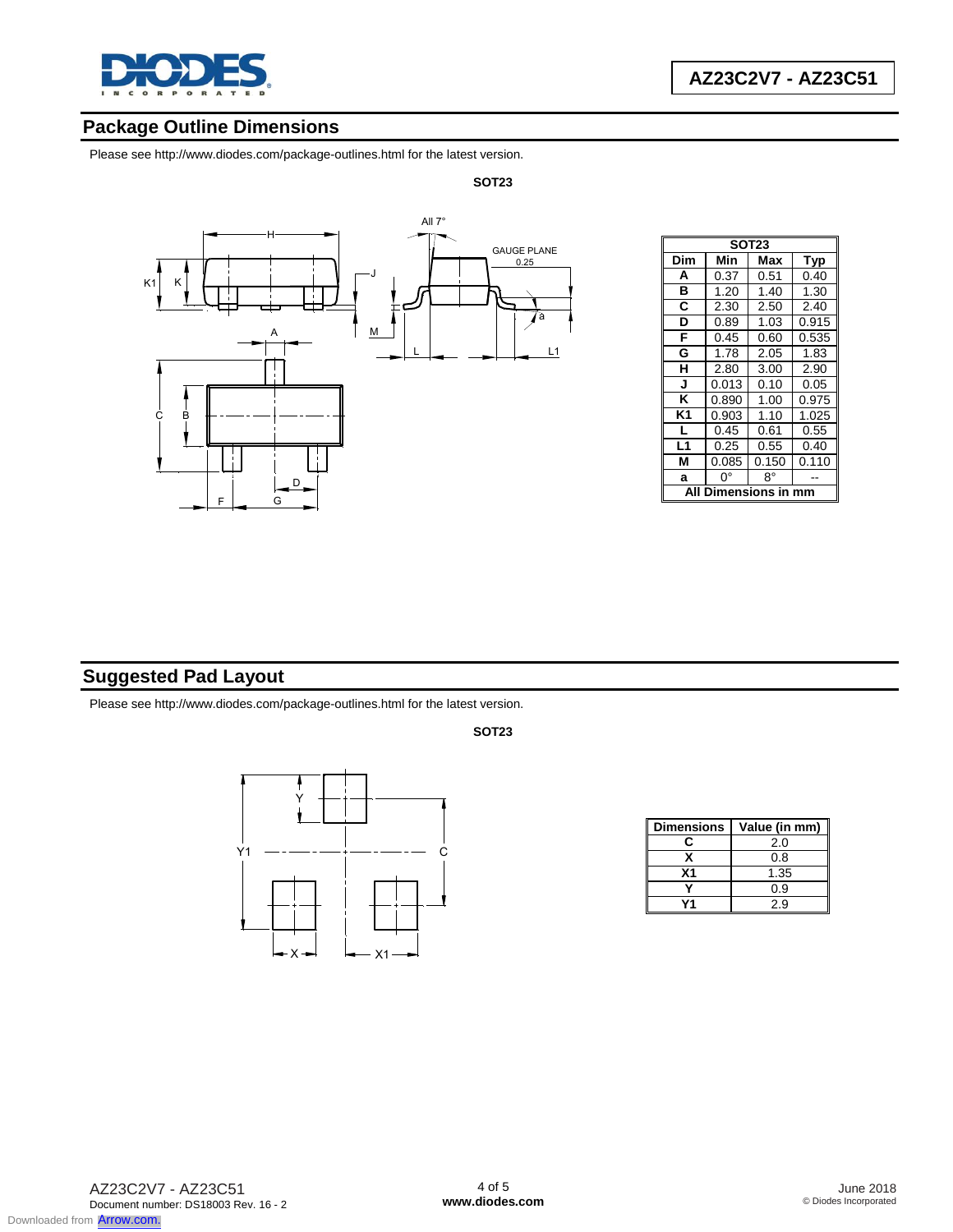## Package Outline Dimensions

Please see http://www.diodes.com/package-outlines.html for the latest version.

**SOT23**

| SOT23 | | | |
|---|---|---|---|
| **Dim** | **Min** | **Max** | **Typ** |
| **A** | 0.37 | 0.51 | 0.40 |
| **B** | 1.20 | 1.40 | 1.30 |
| **C** | 2.30 | 2.50 | 2.40 |
| **D** | 0.89 | 1.03 | 0.915 |
| **F** | 0.45 | 0.60 | 0.535 |
| **G** | 1.78 | 2.05 | 1.83 |
| **H** | 2.80 | 3.00 | 2.90 |
| **J** | 0.013 | 0.10 | 0.05 |
| **K** | 0.890 | 1.00 | 0.975 |
| **K1** | 0.903 | 1.10 | 1.025 |
| **L** | 0.45 | 0.61 | 0.55 |
| **L1** | 0.25 | 0.55 | 0.40 |
| **M** | 0.085 | 0.150 | 0.110 |
| **a** | 0° | 8° | -- |
| **All Dimensions in mm** | | | |

## Suggested Pad Layout

Please see http://www.diodes.com/package-outlines.html for the latest version.

**SOT23**

| Dimensions | Value (in mm) |
|---|---|
| **C** | 2.0 |
| **X** | 0.8 |
| **X1** | 1.35 |
| **Y** | 0.9 |
| **Y1** | 2.9 |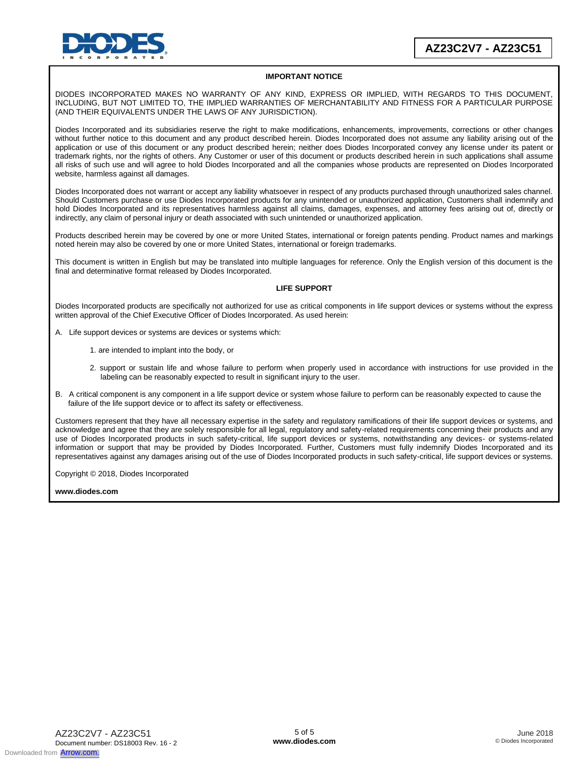## IMPORTANT NOTICE

DIODES INCORPORATED MAKES NO WARRANTY OF ANY KIND, EXPRESS OR IMPLIED, WITH REGARDS TO THIS DOCUMENT, INCLUDING, BUT NOT LIMITED TO, THE IMPLIED WARRANTIES OF MERCHANTABILITY AND FITNESS FOR A PARTICULAR PURPOSE (AND THEIR EQUIVALENTS UNDER THE LAWS OF ANY JURISDICTION).

Diodes Incorporated and its subsidiaries reserve the right to make modifications, enhancements, improvements, corrections or other changes without further notice to this document and any product described herein. Diodes Incorporated does not assume any liability arising out of the application or use of this document or any product described herein; neither does Diodes Incorporated convey any license under its patent or trademark rights, nor the rights of others. Any Customer or user of this document or products described herein in such applications shall assume all risks of such use and will agree to hold Diodes Incorporated and all the companies whose products are represented on Diodes Incorporated website, harmless against all damages.

Diodes Incorporated does not warrant or accept any liability whatsoever in respect of any products purchased through unauthorized sales channel. Should Customers purchase or use Diodes Incorporated products for any unintended or unauthorized application, Customers shall indemnify and hold Diodes Incorporated and its representatives harmless against all claims, damages, expenses, and attorney fees arising out of, directly or indirectly, any claim of personal injury or death associated with such unintended or unauthorized application.

Products described herein may be covered by one or more United States, international or foreign patents pending. Product names and markings noted herein may also be covered by one or more United States, international or foreign trademarks.

This document is written in English but may be translated into multiple languages for reference. Only the English version of this document is the final and determinative format released by Diodes Incorporated.

## LIFE SUPPORT

Diodes Incorporated products are specifically not authorized for use as critical components in life support devices or systems without the express written approval of the Chief Executive Officer of Diodes Incorporated. As used herein:

A. Life support devices or systems are devices or systems which:

1. are intended to implant into the body, or

2. support or sustain life and whose failure to perform when properly used in accordance with instructions for use provided in the labeling can be reasonably expected to result in significant injury to the user.

B. A critical component is any component in a life support device or system whose failure to perform can be reasonably expected to cause the failure of the life support device or to affect its safety or effectiveness.

Customers represent that they have all necessary expertise in the safety and regulatory ramifications of their life support devices or systems, and acknowledge and agree that they are solely responsible for all legal, regulatory and safety-related requirements concerning their products and any use of Diodes Incorporated products in such safety-critical, life support devices or systems, notwithstanding any devices- or systems-related information or support that may be provided by Diodes Incorporated. Further, Customers must fully indemnify Diodes Incorporated and its representatives against any damages arising out of the use of Diodes Incorporated products in such safety-critical, life support devices or systems.

Copyright © 2018, Diodes Incorporated

**www.diodes.com**